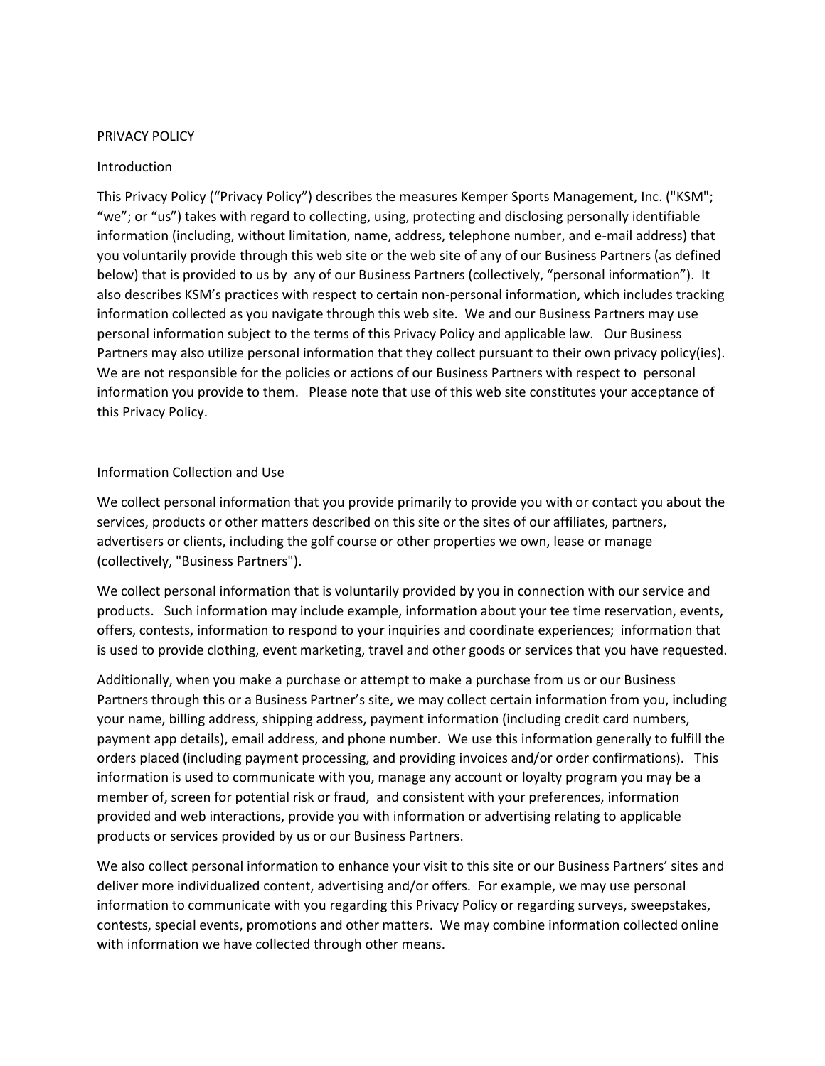# PRIVACY POLICY

## Introduction

This Privacy Policy ("Privacy Policy") describes the measures Kemper Sports Management, Inc. ("KSM"; "we"; or "us") takes with regard to collecting, using, protecting and disclosing personally identifiable information (including, without limitation, name, address, telephone number, and e-mail address) that you voluntarily provide through this web site or the web site of any of our Business Partners (as defined below) that is provided to us by any of our Business Partners (collectively, "personal information"). It also describes KSM's practices with respect to certain non-personal information, which includes tracking information collected as you navigate through this web site. We and our Business Partners may use personal information subject to the terms of this Privacy Policy and applicable law. Our Business Partners may also utilize personal information that they collect pursuant to their own privacy policy(ies). We are not responsible for the policies or actions of our Business Partners with respect to personal information you provide to them. Please note that use of this web site constitutes your acceptance of this Privacy Policy.

## Information Collection and Use

We collect personal information that you provide primarily to provide you with or contact you about the services, products or other matters described on this site or the sites of our affiliates, partners, advertisers or clients, including the golf course or other properties we own, lease or manage (collectively, "Business Partners").

We collect personal information that is voluntarily provided by you in connection with our service and products. Such information may include example, information about your tee time reservation, events, offers, contests, information to respond to your inquiries and coordinate experiences; information that is used to provide clothing, event marketing, travel and other goods or services that you have requested.

Additionally, when you make a purchase or attempt to make a purchase from us or our Business Partners through this or a Business Partner's site, we may collect certain information from you, including your name, billing address, shipping address, payment information (including credit card numbers, payment app details), email address, and phone number. We use this information generally to fulfill the orders placed (including payment processing, and providing invoices and/or order confirmations). This information is used to communicate with you, manage any account or loyalty program you may be a member of, screen for potential risk or fraud, and consistent with your preferences, information provided and web interactions, provide you with information or advertising relating to applicable products or services provided by us or our Business Partners.

We also collect personal information to enhance your visit to this site or our Business Partners' sites and deliver more individualized content, advertising and/or offers. For example, we may use personal information to communicate with you regarding this Privacy Policy or regarding surveys, sweepstakes, contests, special events, promotions and other matters. We may combine information collected online with information we have collected through other means.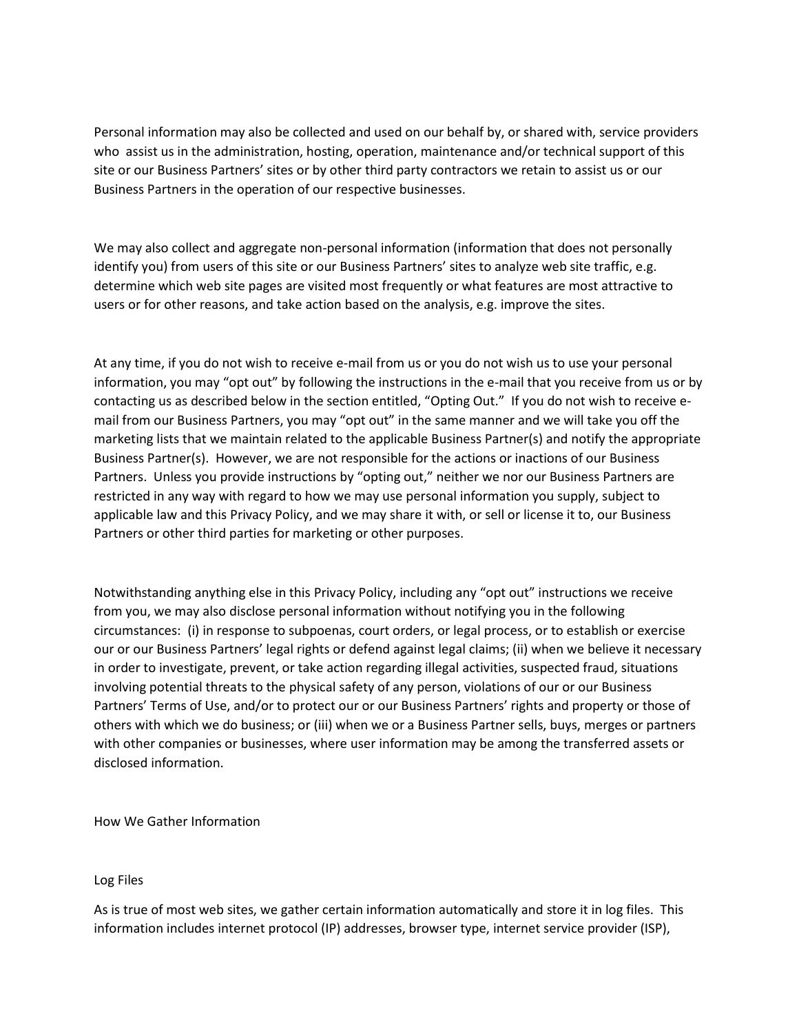Personal information may also be collected and used on our behalf by, or shared with, service providers who assist us in the administration, hosting, operation, maintenance and/or technical support of this site or our Business Partners' sites or by other third party contractors we retain to assist us or our Business Partners in the operation of our respective businesses.

We may also collect and aggregate non-personal information (information that does not personally identify you) from users of this site or our Business Partners' sites to analyze web site traffic, e.g. determine which web site pages are visited most frequently or what features are most attractive to users or for other reasons, and take action based on the analysis, e.g. improve the sites.

At any time, if you do not wish to receive e-mail from us or you do not wish us to use your personal information, you may "opt out" by following the instructions in the e-mail that you receive from us or by contacting us as described below in the section entitled, "Opting Out." If you do not wish to receive e-mail from our Business Partners, you may "opt out" in the same manner and we will take you off the marketing lists that we maintain related to the applicable Business Partner(s) and notify the appropriate Business Partner(s). However, we are not responsible for the actions or inactions of our Business Partners. Unless you provide instructions by "opting out," neither we nor our Business Partners are restricted in any way with regard to how we may use personal information you supply, subject to applicable law and this Privacy Policy, and we may share it with, or sell or license it to, our Business Partners or other third parties for marketing or other purposes.

Notwithstanding anything else in this Privacy Policy, including any "opt out" instructions we receive from you, we may also disclose personal information without notifying you in the following circumstances: (i) in response to subpoenas, court orders, or legal process, or to establish or exercise our or our Business Partners' legal rights or defend against legal claims; (ii) when we believe it necessary in order to investigate, prevent, or take action regarding illegal activities, suspected fraud, situations involving potential threats to the physical safety of any person, violations of our or our Business Partners' Terms of Use, and/or to protect our or our Business Partners' rights and property or those of others with which we do business; or (iii) when we or a Business Partner sells, buys, merges or partners with other companies or businesses, where user information may be among the transferred assets or disclosed information.

## How We Gather Information

### Log Files

As is true of most web sites, we gather certain information automatically and store it in log files. This information includes internet protocol (IP) addresses, browser type, internet service provider (ISP),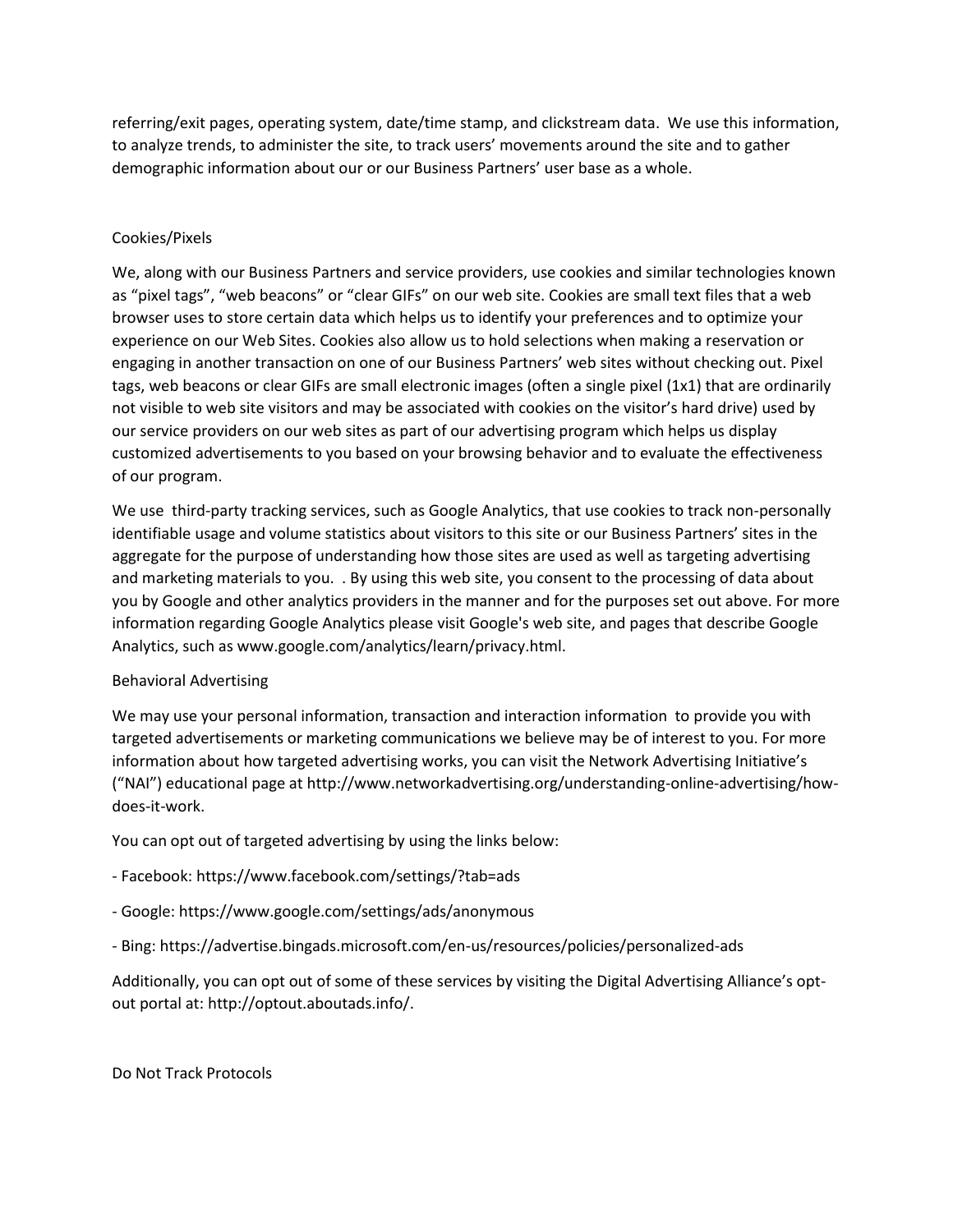referring/exit pages, operating system, date/time stamp, and clickstream data. We use this information, to analyze trends, to administer the site, to track users' movements around the site and to gather demographic information about our or our Business Partners' user base as a whole.

## Cookies/Pixels

We, along with our Business Partners and service providers, use cookies and similar technologies known as "pixel tags", "web beacons" or "clear GIFs" on our web site. Cookies are small text files that a web browser uses to store certain data which helps us to identify your preferences and to optimize your experience on our Web Sites. Cookies also allow us to hold selections when making a reservation or engaging in another transaction on one of our Business Partners' web sites without checking out. Pixel tags, web beacons or clear GIFs are small electronic images (often a single pixel (1x1) that are ordinarily not visible to web site visitors and may be associated with cookies on the visitor's hard drive) used by our service providers on our web sites as part of our advertising program which helps us display customized advertisements to you based on your browsing behavior and to evaluate the effectiveness of our program.

We use third-party tracking services, such as Google Analytics, that use cookies to track non-personally identifiable usage and volume statistics about visitors to this site or our Business Partners' sites in the aggregate for the purpose of understanding how those sites are used as well as targeting advertising and marketing materials to you. . By using this web site, you consent to the processing of data about you by Google and other analytics providers in the manner and for the purposes set out above. For more information regarding Google Analytics please visit Google's web site, and pages that describe Google Analytics, such as www.google.com/analytics/learn/privacy.html.

## Behavioral Advertising

We may use your personal information, transaction and interaction information to provide you with targeted advertisements or marketing communications we believe may be of interest to you. For more information about how targeted advertising works, you can visit the Network Advertising Initiative's ("NAI") educational page at http://www.networkadvertising.org/understanding-online-advertising/how-does-it-work.

You can opt out of targeted advertising by using the links below:

- Facebook: https://www.facebook.com/settings/?tab=ads
- Google: https://www.google.com/settings/ads/anonymous
- Bing: https://advertise.bingads.microsoft.com/en-us/resources/policies/personalized-ads

Additionally, you can opt out of some of these services by visiting the Digital Advertising Alliance's opt-out portal at: http://optout.aboutads.info/.

## Do Not Track Protocols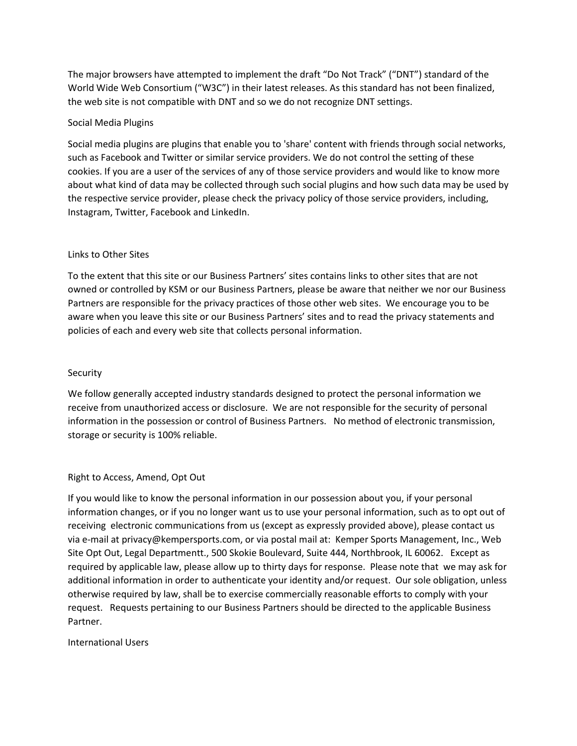The major browsers have attempted to implement the draft “Do Not Track” (“DNT”) standard of the World Wide Web Consortium (“W3C”) in their latest releases. As this standard has not been finalized, the web site is not compatible with DNT and so we do not recognize DNT settings.

## Social Media Plugins

Social media plugins are plugins that enable you to 'share' content with friends through social networks, such as Facebook and Twitter or similar service providers. We do not control the setting of these cookies. If you are a user of the services of any of those service providers and would like to know more about what kind of data may be collected through such social plugins and how such data may be used by the respective service provider, please check the privacy policy of those service providers, including, Instagram, Twitter, Facebook and LinkedIn.

## Links to Other Sites

To the extent that this site or our Business Partners’ sites contains links to other sites that are not owned or controlled by KSM or our Business Partners, please be aware that neither we nor our Business Partners are responsible for the privacy practices of those other web sites. We encourage you to be aware when you leave this site or our Business Partners’ sites and to read the privacy statements and policies of each and every web site that collects personal information.

## Security

We follow generally accepted industry standards designed to protect the personal information we receive from unauthorized access or disclosure. We are not responsible for the security of personal information in the possession or control of Business Partners. No method of electronic transmission, storage or security is 100% reliable.

## Right to Access, Amend, Opt Out

If you would like to know the personal information in our possession about you, if your personal information changes, or if you no longer want us to use your personal information, such as to opt out of receiving electronic communications from us (except as expressly provided above), please contact us via e-mail at privacy@kempersports.com, or via postal mail at: Kemper Sports Management, Inc., Web Site Opt Out, Legal Departmentt., 500 Skokie Boulevard, Suite 444, Northbrook, IL 60062. Except as required by applicable law, please allow up to thirty days for response. Please note that we may ask for additional information in order to authenticate your identity and/or request. Our sole obligation, unless otherwise required by law, shall be to exercise commercially reasonable efforts to comply with your request. Requests pertaining to our Business Partners should be directed to the applicable Business Partner.

## International Users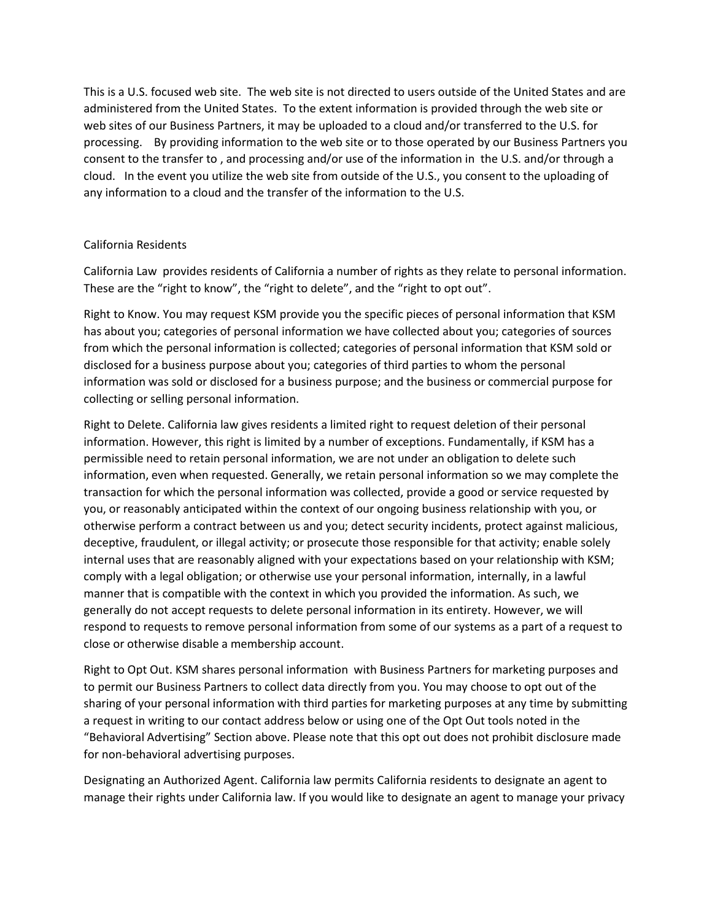This is a U.S. focused web site. The web site is not directed to users outside of the United States and are administered from the United States. To the extent information is provided through the web site or web sites of our Business Partners, it may be uploaded to a cloud and/or transferred to the U.S. for processing. By providing information to the web site or to those operated by our Business Partners you consent to the transfer to , and processing and/or use of the information in the U.S. and/or through a cloud. In the event you utilize the web site from outside of the U.S., you consent to the uploading of any information to a cloud and the transfer of the information to the U.S.

## California Residents

California Law provides residents of California a number of rights as they relate to personal information. These are the "right to know", the "right to delete", and the "right to opt out".

Right to Know. You may request KSM provide you the specific pieces of personal information that KSM has about you; categories of personal information we have collected about you; categories of sources from which the personal information is collected; categories of personal information that KSM sold or disclosed for a business purpose about you; categories of third parties to whom the personal information was sold or disclosed for a business purpose; and the business or commercial purpose for collecting or selling personal information.

Right to Delete. California law gives residents a limited right to request deletion of their personal information. However, this right is limited by a number of exceptions. Fundamentally, if KSM has a permissible need to retain personal information, we are not under an obligation to delete such information, even when requested. Generally, we retain personal information so we may complete the transaction for which the personal information was collected, provide a good or service requested by you, or reasonably anticipated within the context of our ongoing business relationship with you, or otherwise perform a contract between us and you; detect security incidents, protect against malicious, deceptive, fraudulent, or illegal activity; or prosecute those responsible for that activity; enable solely internal uses that are reasonably aligned with your expectations based on your relationship with KSM; comply with a legal obligation; or otherwise use your personal information, internally, in a lawful manner that is compatible with the context in which you provided the information. As such, we generally do not accept requests to delete personal information in its entirety. However, we will respond to requests to remove personal information from some of our systems as a part of a request to close or otherwise disable a membership account.

Right to Opt Out. KSM shares personal information with Business Partners for marketing purposes and to permit our Business Partners to collect data directly from you. You may choose to opt out of the sharing of your personal information with third parties for marketing purposes at any time by submitting a request in writing to our contact address below or using one of the Opt Out tools noted in the "Behavioral Advertising" Section above. Please note that this opt out does not prohibit disclosure made for non-behavioral advertising purposes.

Designating an Authorized Agent. California law permits California residents to designate an agent to manage their rights under California law. If you would like to designate an agent to manage your privacy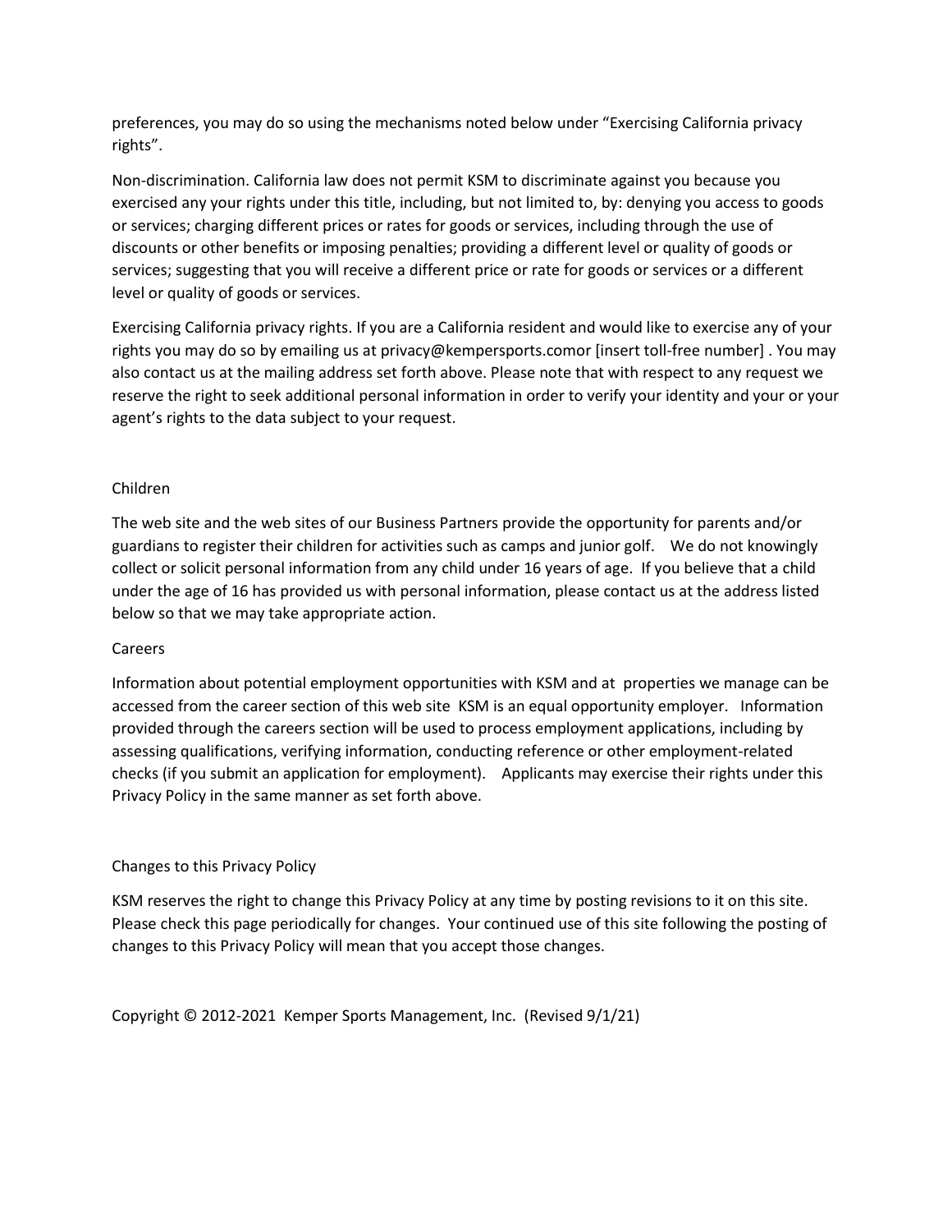preferences, you may do so using the mechanisms noted below under "Exercising California privacy rights".

Non-discrimination. California law does not permit KSM to discriminate against you because you exercised any your rights under this title, including, but not limited to, by: denying you access to goods or services; charging different prices or rates for goods or services, including through the use of discounts or other benefits or imposing penalties; providing a different level or quality of goods or services; suggesting that you will receive a different price or rate for goods or services or a different level or quality of goods or services.

Exercising California privacy rights. If you are a California resident and would like to exercise any of your rights you may do so by emailing us at privacy@kempersports.comor [insert toll-free number] . You may also contact us at the mailing address set forth above. Please note that with respect to any request we reserve the right to seek additional personal information in order to verify your identity and your or your agent's rights to the data subject to your request.

## Children

The web site and the web sites of our Business Partners provide the opportunity for parents and/or guardians to register their children for activities such as camps and junior golf. We do not knowingly collect or solicit personal information from any child under 16 years of age. If you believe that a child under the age of 16 has provided us with personal information, please contact us at the address listed below so that we may take appropriate action.

## Careers

Information about potential employment opportunities with KSM and at properties we manage can be accessed from the career section of this web site KSM is an equal opportunity employer. Information provided through the careers section will be used to process employment applications, including by assessing qualifications, verifying information, conducting reference or other employment-related checks (if you submit an application for employment). Applicants may exercise their rights under this Privacy Policy in the same manner as set forth above.

## Changes to this Privacy Policy

KSM reserves the right to change this Privacy Policy at any time by posting revisions to it on this site. Please check this page periodically for changes. Your continued use of this site following the posting of changes to this Privacy Policy will mean that you accept those changes.

Copyright © 2012-2021 Kemper Sports Management, Inc. (Revised 9/1/21)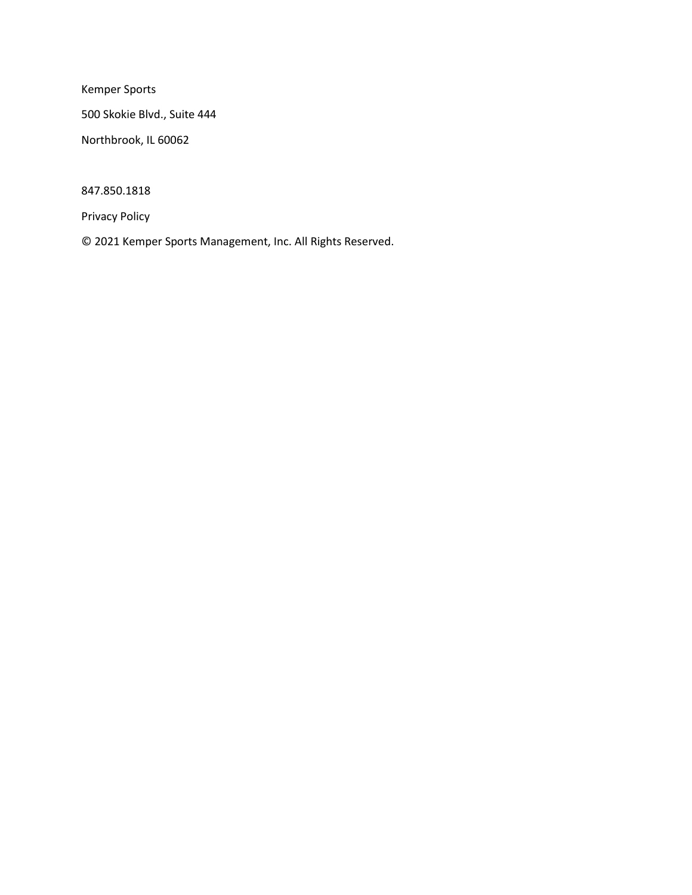Kemper Sports

500 Skokie Blvd., Suite 444

Northbrook, IL 60062

847.850.1818

Privacy Policy

© 2021 Kemper Sports Management, Inc. All Rights Reserved.